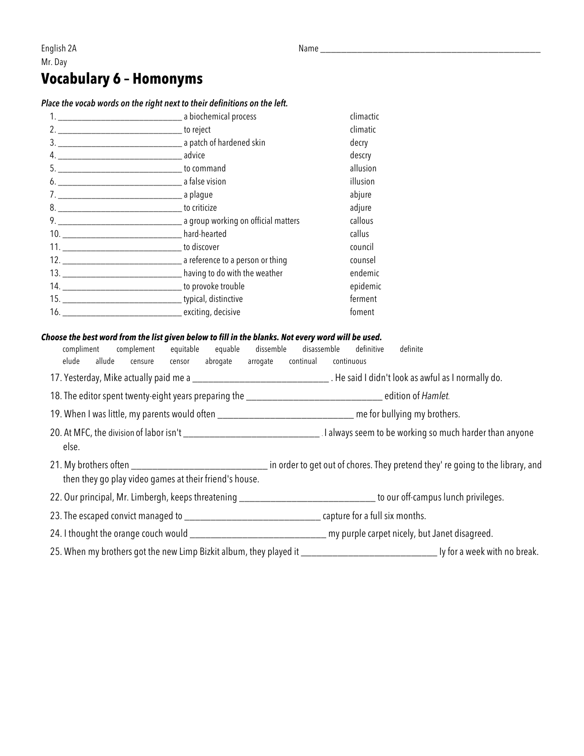English 2A
Mr. Day

Name ___________________________________________

# Vocabulary 6 – Homonyms

***Place the vocab words on the right next to their definitions on the left.***

| Definitions | Vocab words |
| --- | --- |
| 1. ____________________ a biochemical process | climactic |
| 2. ____________________ to reject | climatic |
| 3. ____________________ a patch of hardened skin | decry |
| 4. ____________________ advice | descry |
| 5. ____________________ to command | allusion |
| 6. ____________________ a false vision | illusion |
| 7. ____________________ a plague | abjure |
| 8. ____________________ to criticize | adjure |
| 9. ____________________ a group working on official matters | callous |
| 10. ____________________ hard-hearted | callus |
| 11. ____________________ to discover | council |
| 12. ____________________ a reference to a person or thing | counsel |
| 13. ____________________ having to do with the weather | endemic |
| 14. ____________________ to provoke trouble | epidemic |
| 15. ____________________ typical, distinctive | ferment |
| 16. ____________________ exciting, decisive | foment |

***Choose the best word from the list given below to fill in the blanks. Not every word will be used.***

compliment complement equitable equable dissemble disassemble definitive definite
elude allude censure censor abrogate arrogate continual continuous

17. Yesterday, Mike actually paid me a ____________________ . He said I didn't look as awful as I normally do.
18. The editor spent twenty-eight years preparing the ____________________ edition of *Hamlet.*
19. When I was little, my parents would often ____________________ me for bullying my brothers.
20. At MFC, the division of labor isn't ____________________ . I always seem to be working so much harder than anyone else.
21. My brothers often ____________________ in order to get out of chores. They pretend they' re going to the library, and then they go play video games at their friend's house.
22. Our principal, Mr. Limbergh, keeps threatening ____________________ to our off-campus lunch privileges.
23. The escaped convict managed to ____________________ capture for a full six months.
24. I thought the orange couch would ____________________ my purple carpet nicely, but Janet disagreed.
25. When my brothers got the new Limp Bizkit album, they played it ____________________ ly for a week with no break.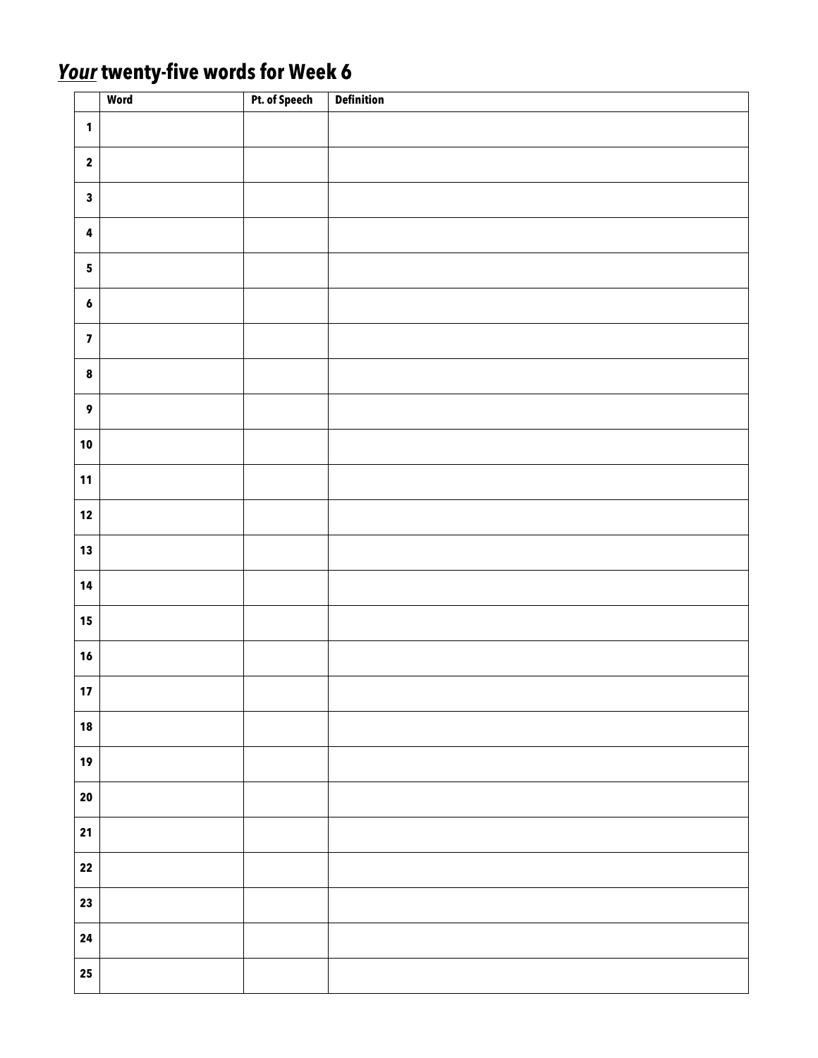# ***Your*** twenty-five words for Week 6

| | Word | Pt. of Speech | Definition |
|---|---|---|---|
| 1 | | | |
| 2 | | | |
| 3 | | | |
| 4 | | | |
| 5 | | | |
| 6 | | | |
| 7 | | | |
| 8 | | | |
| 9 | | | |
| 10 | | | |
| 11 | | | |
| 12 | | | |
| 13 | | | |
| 14 | | | |
| 15 | | | |
| 16 | | | |
| 17 | | | |
| 18 | | | |
| 19 | | | |
| 20 | | | |
| 21 | | | |
| 22 | | | |
| 23 | | | |
| 24 | | | |
| 25 | | | |